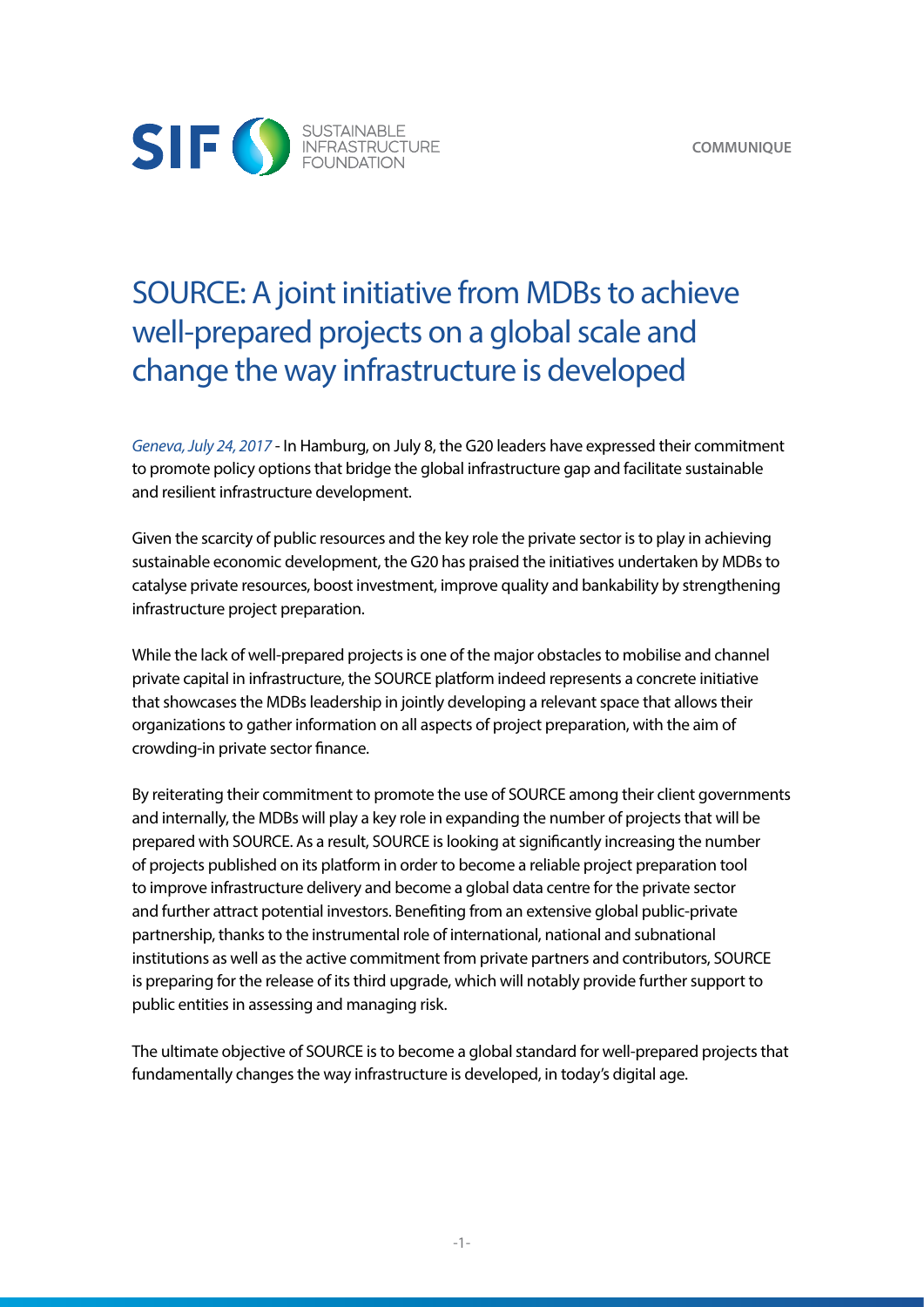SIF SUSTAINABLE INFRASTRUCTURE FOUNDATION

**COMMUNIQUE**

# SOURCE: A joint initiative from MDBs to achieve well-prepared projects on a global scale and change the way infrastructure is developed

*Geneva, July 24, 2017* - In Hamburg, on July 8, the G20 leaders have expressed their commitment to promote policy options that bridge the global infrastructure gap and facilitate sustainable and resilient infrastructure development.

Given the scarcity of public resources and the key role the private sector is to play in achieving sustainable economic development, the G20 has praised the initiatives undertaken by MDBs to catalyse private resources, boost investment, improve quality and bankability by strengthening infrastructure project preparation.

While the lack of well-prepared projects is one of the major obstacles to mobilise and channel private capital in infrastructure, the SOURCE platform indeed represents a concrete initiative that showcases the MDBs leadership in jointly developing a relevant space that allows their organizations to gather information on all aspects of project preparation, with the aim of crowding-in private sector finance.

By reiterating their commitment to promote the use of SOURCE among their client governments and internally, the MDBs will play a key role in expanding the number of projects that will be prepared with SOURCE. As a result, SOURCE is looking at significantly increasing the number of projects published on its platform in order to become a reliable project preparation tool to improve infrastructure delivery and become a global data centre for the private sector and further attract potential investors. Benefiting from an extensive global public-private partnership, thanks to the instrumental role of international, national and subnational institutions as well as the active commitment from private partners and contributors, SOURCE is preparing for the release of its third upgrade, which will notably provide further support to public entities in assessing and managing risk.

The ultimate objective of SOURCE is to become a global standard for well-prepared projects that fundamentally changes the way infrastructure is developed, in today's digital age.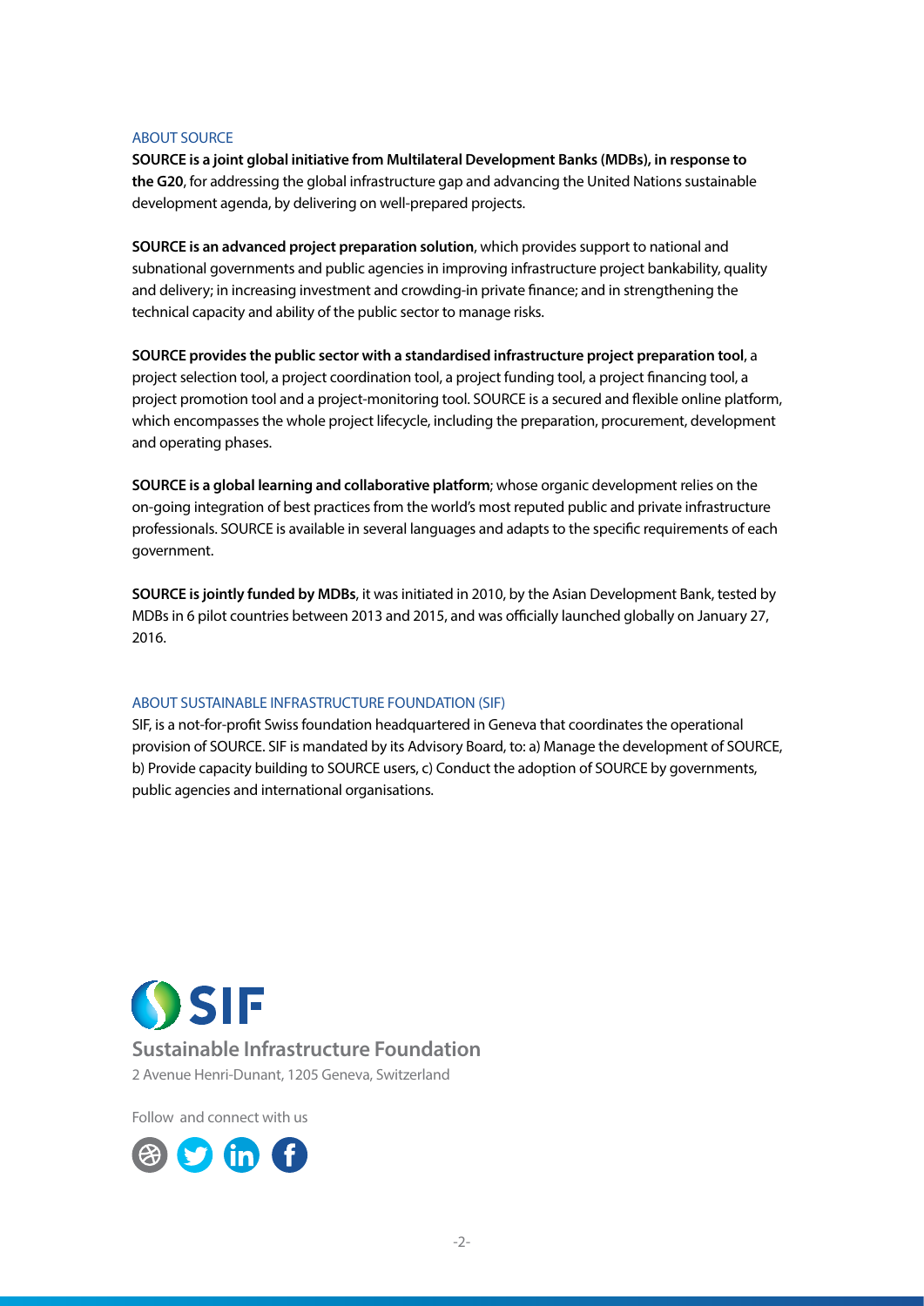## ABOUT SOURCE

**SOURCE is a joint global initiative from Multilateral Development Banks (MDBs), in response to the G20**, for addressing the global infrastructure gap and advancing the United Nations sustainable development agenda, by delivering on well-prepared projects.

**SOURCE is an advanced project preparation solution**, which provides support to national and subnational governments and public agencies in improving infrastructure project bankability, quality and delivery; in increasing investment and crowding-in private finance; and in strengthening the technical capacity and ability of the public sector to manage risks.

**SOURCE provides the public sector with a standardised infrastructure project preparation tool**, a project selection tool, a project coordination tool, a project funding tool, a project financing tool, a project promotion tool and a project-monitoring tool. SOURCE is a secured and flexible online platform, which encompasses the whole project lifecycle, including the preparation, procurement, development and operating phases.

**SOURCE is a global learning and collaborative platform**; whose organic development relies on the on-going integration of best practices from the world's most reputed public and private infrastructure professionals. SOURCE is available in several languages and adapts to the specific requirements of each government.

**SOURCE is jointly funded by MDBs**, it was initiated in 2010, by the Asian Development Bank, tested by MDBs in 6 pilot countries between 2013 and 2015, and was officially launched globally on January 27, 2016.

## ABOUT SUSTAINABLE INFRASTRUCTURE FOUNDATION (SIF)

SIF, is a not-for-profit Swiss foundation headquartered in Geneva that coordinates the operational provision of SOURCE. SIF is mandated by its Advisory Board, to: a) Manage the development of SOURCE, b) Provide capacity building to SOURCE users, c) Conduct the adoption of SOURCE by governments, public agencies and international organisations.

SIF

**Sustainable Infrastructure Foundation**

2 Avenue Henri-Dunant, 1205 Geneva, Switzerland

Follow and connect with us